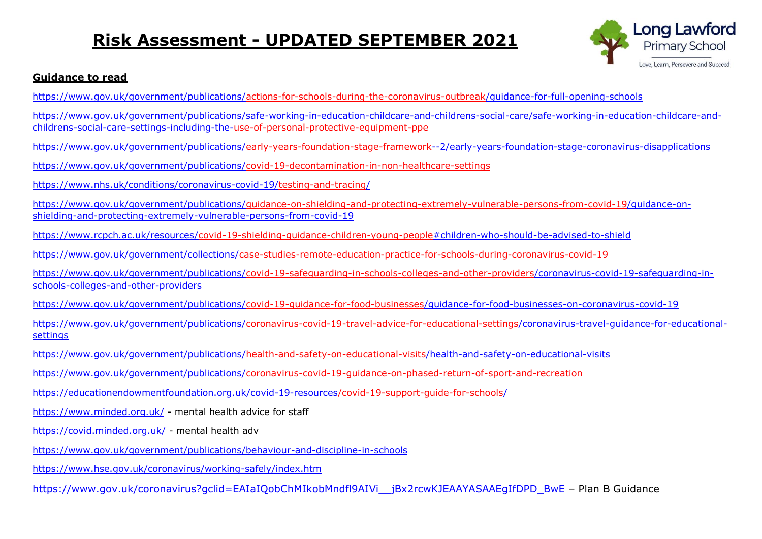# Risk Assessment - UPDATED SEPTEMBER 2021

Long Lawford Primary School

Love, Learn, Persevere and Succeed

**Guidance to read**

https://www.gov.uk/government/publications/actions-for-schools-during-the-coronavirus-outbreak/guidance-for-full-opening-schools

https://www.gov.uk/government/publications/safe-working-in-education-childcare-and-childrens-social-care/safe-working-in-education-childcare-and-childrens-social-care-settings-including-the-use-of-personal-protective-equipment-ppe

https://www.gov.uk/government/publications/early-years-foundation-stage-framework--2/early-years-foundation-stage-coronavirus-disapplications

https://www.gov.uk/government/publications/covid-19-decontamination-in-non-healthcare-settings

https://www.nhs.uk/conditions/coronavirus-covid-19/testing-and-tracing/

https://www.gov.uk/government/publications/guidance-on-shielding-and-protecting-extremely-vulnerable-persons-from-covid-19/guidance-on-shielding-and-protecting-extremely-vulnerable-persons-from-covid-19

https://www.rcpch.ac.uk/resources/covid-19-shielding-guidance-children-young-people#children-who-should-be-advised-to-shield

https://www.gov.uk/government/collections/case-studies-remote-education-practice-for-schools-during-coronavirus-covid-19

https://www.gov.uk/government/publications/covid-19-safeguarding-in-schools-colleges-and-other-providers/coronavirus-covid-19-safeguarding-in-schools-colleges-and-other-providers

https://www.gov.uk/government/publications/covid-19-guidance-for-food-businesses/guidance-for-food-businesses-on-coronavirus-covid-19

https://www.gov.uk/government/publications/coronavirus-covid-19-travel-advice-for-educational-settings/coronavirus-travel-guidance-for-educational-settings

https://www.gov.uk/government/publications/health-and-safety-on-educational-visits/health-and-safety-on-educational-visits

https://www.gov.uk/government/publications/coronavirus-covid-19-guidance-on-phased-return-of-sport-and-recreation

https://educationendowmentfoundation.org.uk/covid-19-resources/covid-19-support-guide-for-schools/

https://www.minded.org.uk/ - mental health advice for staff

https://covid.minded.org.uk/ - mental health adv

https://www.gov.uk/government/publications/behaviour-and-discipline-in-schools

https://www.hse.gov.uk/coronavirus/working-safely/index.htm

https://www.gov.uk/coronavirus?gclid=EAIaIQobChMIkobMndfl9AIVi__jBx2rcwKJEAAYASAAEgIfDPD_BwE – Plan B Guidance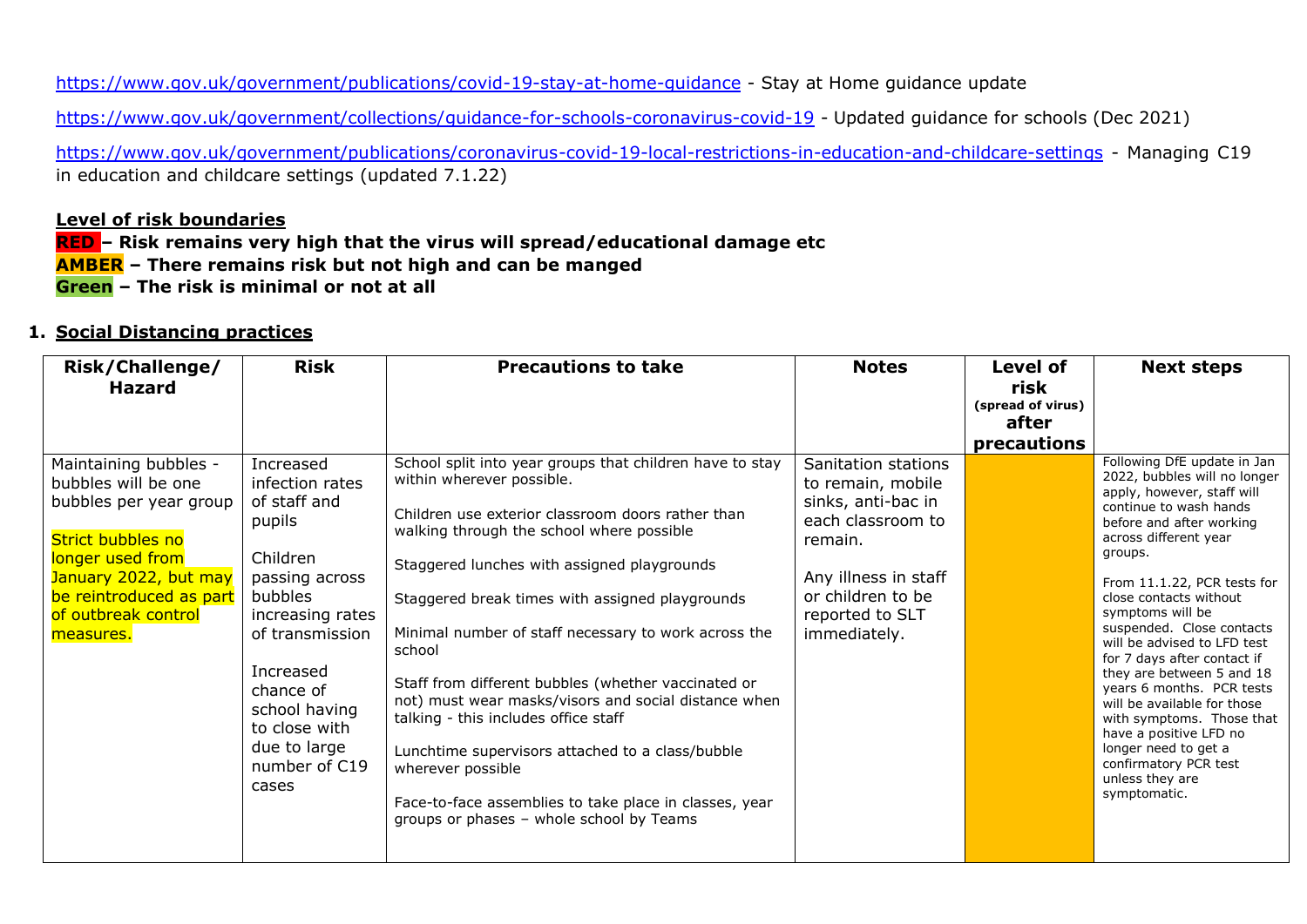https://www.gov.uk/government/publications/covid-19-stay-at-home-guidance - Stay at Home guidance update

https://www.gov.uk/government/collections/guidance-for-schools-coronavirus-covid-19 - Updated guidance for schools (Dec 2021)

https://www.gov.uk/government/publications/coronavirus-covid-19-local-restrictions-in-education-and-childcare-settings - Managing C19 in education and childcare settings (updated 7.1.22)

**Level of risk boundaries**

**RED – Risk remains very high that the virus will spread/educational damage etc**

**AMBER – There remains risk but not high and can be manged**

**Green – The risk is minimal or not at all**

## 1. Social Distancing practices

| Risk/Challenge/ Hazard | Risk | Precautions to take | Notes | Level of risk (spread of virus) after precautions | Next steps |
|---|---|---|---|---|---|
| Maintaining bubbles - bubbles will be one bubbles per year group<br><br>Strict bubbles no longer used from January 2022, but may be reintroduced as part of outbreak control measures. | Increased infection rates of staff and pupils<br><br>Children passing across bubbles increasing rates of transmission<br><br>Increased chance of school having to close with due to large number of C19 cases | School split into year groups that children have to stay within wherever possible.<br><br>Children use exterior classroom doors rather than walking through the school where possible<br><br>Staggered lunches with assigned playgrounds<br><br>Staggered break times with assigned playgrounds<br><br>Minimal number of staff necessary to work across the school<br><br>Staff from different bubbles (whether vaccinated or not) must wear masks/visors and social distance when talking - this includes office staff<br><br>Lunchtime supervisors attached to a class/bubble wherever possible<br><br>Face-to-face assemblies to take place in classes, year groups or phases – whole school by Teams | Sanitation stations to remain, mobile sinks, anti-bac in each classroom to remain.<br><br>Any illness in staff or children to be reported to SLT immediately. | AMBER | Following DfE update in Jan 2022, bubbles will no longer apply, however, staff will continue to wash hands before and after working across different year groups.<br><br>From 11.1.22, PCR tests for close contacts without symptoms will be suspended. Close contacts will be advised to LFD test for 7 days after contact if they are between 5 and 18 years 6 months. PCR tests will be available for those with symptoms. Those that have a positive LFD no longer need to get a confirmatory PCR test unless they are symptomatic. |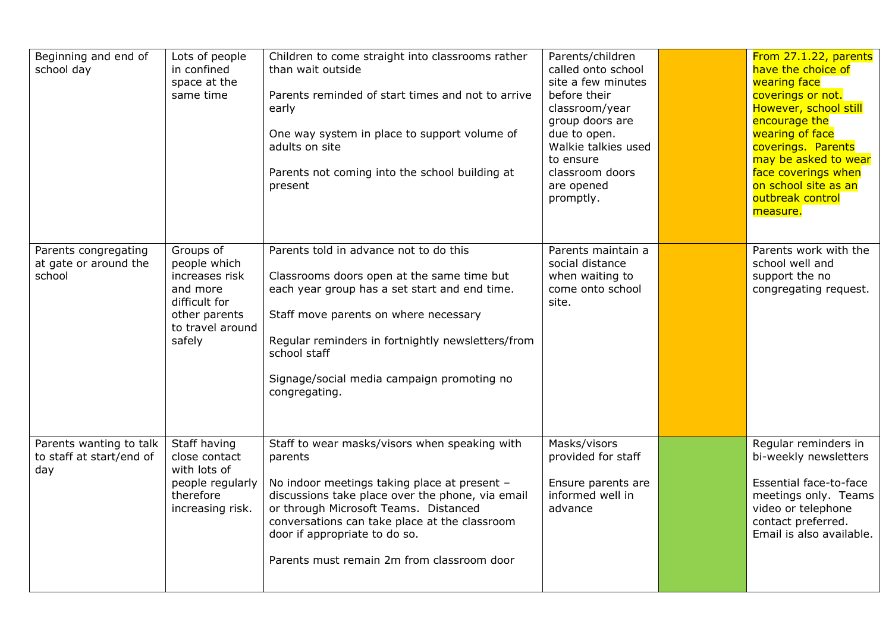| | | | | | |
|---|---|---|---|---|---|
| Beginning and end of school day | Lots of people in confined space at the same time | Children to come straight into classrooms rather than wait outside<br><br>Parents reminded of start times and not to arrive early<br><br>One way system in place to support volume of adults on site<br><br>Parents not coming into the school building at present | Parents/children called onto school site a few minutes before their classroom/year group doors are due to open. Walkie talkies used to ensure classroom doors are opened promptly. | | From 27.1.22, parents have the choice of wearing face coverings or not. However, school still encourage the wearing of face coverings. Parents may be asked to wear face coverings when on school site as an outbreak control measure. |
| Parents congregating at gate or around the school | Groups of people which increases risk and more difficult for other parents to travel around safely | Parents told in advance not to do this<br><br>Classrooms doors open at the same time but each year group has a set start and end time.<br><br>Staff move parents on where necessary<br><br>Regular reminders in fortnightly newsletters/from school staff<br><br>Signage/social media campaign promoting no congregating. | Parents maintain a social distance when waiting to come onto school site. | | Parents work with the school well and support the no congregating request. |
| Parents wanting to talk to staff at start/end of day | Staff having close contact with lots of people regularly therefore increasing risk. | Staff to wear masks/visors when speaking with parents<br><br>No indoor meetings taking place at present – discussions take place over the phone, via email or through Microsoft Teams. Distanced conversations can take place at the classroom door if appropriate to do so.<br><br>Parents must remain 2m from classroom door | Masks/visors provided for staff<br><br>Ensure parents are informed well in advance | | Regular reminders in bi-weekly newsletters<br><br>Essential face-to-face meetings only. Teams video or telephone contact preferred. Email is also available. |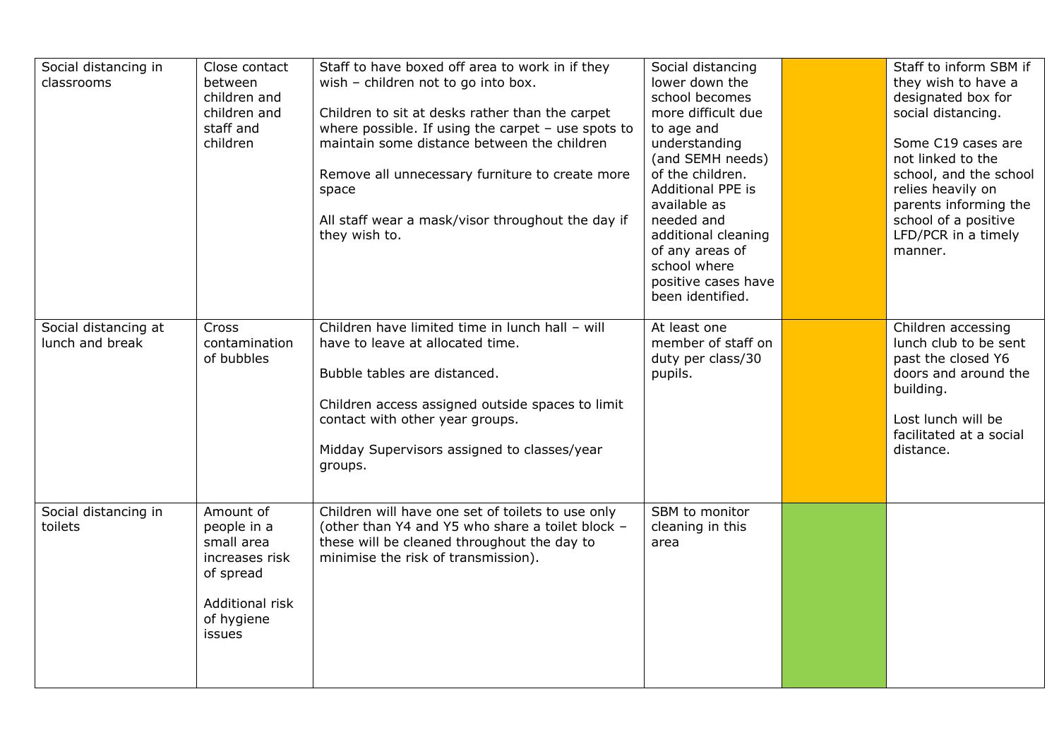| Social distancing in classrooms | Close contact between children and children and staff and children | Staff to have boxed off area to work in if they wish – children not to go into box.<br><br>Children to sit at desks rather than the carpet where possible. If using the carpet – use spots to maintain some distance between the children<br><br>Remove all unnecessary furniture to create more space<br><br>All staff wear a mask/visor throughout the day if they wish to. | Social distancing lower down the school becomes more difficult due to age and understanding (and SEMH needs) of the children. Additional PPE is available as needed and additional cleaning of any areas of school where positive cases have been identified. | | Staff to inform SBM if they wish to have a designated box for social distancing.<br><br>Some C19 cases are not linked to the school, and the school relies heavily on parents informing the school of a positive LFD/PCR in a timely manner. |
|---|---|---|---|---|---|
| Social distancing at lunch and break | Cross contamination of bubbles | Children have limited time in lunch hall – will have to leave at allocated time.<br><br>Bubble tables are distanced.<br><br>Children access assigned outside spaces to limit contact with other year groups.<br><br>Midday Supervisors assigned to classes/year groups. | At least one member of staff on duty per class/30 pupils. | | Children accessing lunch club to be sent past the closed Y6 doors and around the building.<br><br>Lost lunch will be facilitated at a social distance. |
| Social distancing in toilets | Amount of people in a small area increases risk of spread<br><br>Additional risk of hygiene issues | Children will have one set of toilets to use only (other than Y4 and Y5 who share a toilet block – these will be cleaned throughout the day to minimise the risk of transmission). | SBM to monitor cleaning in this area | | |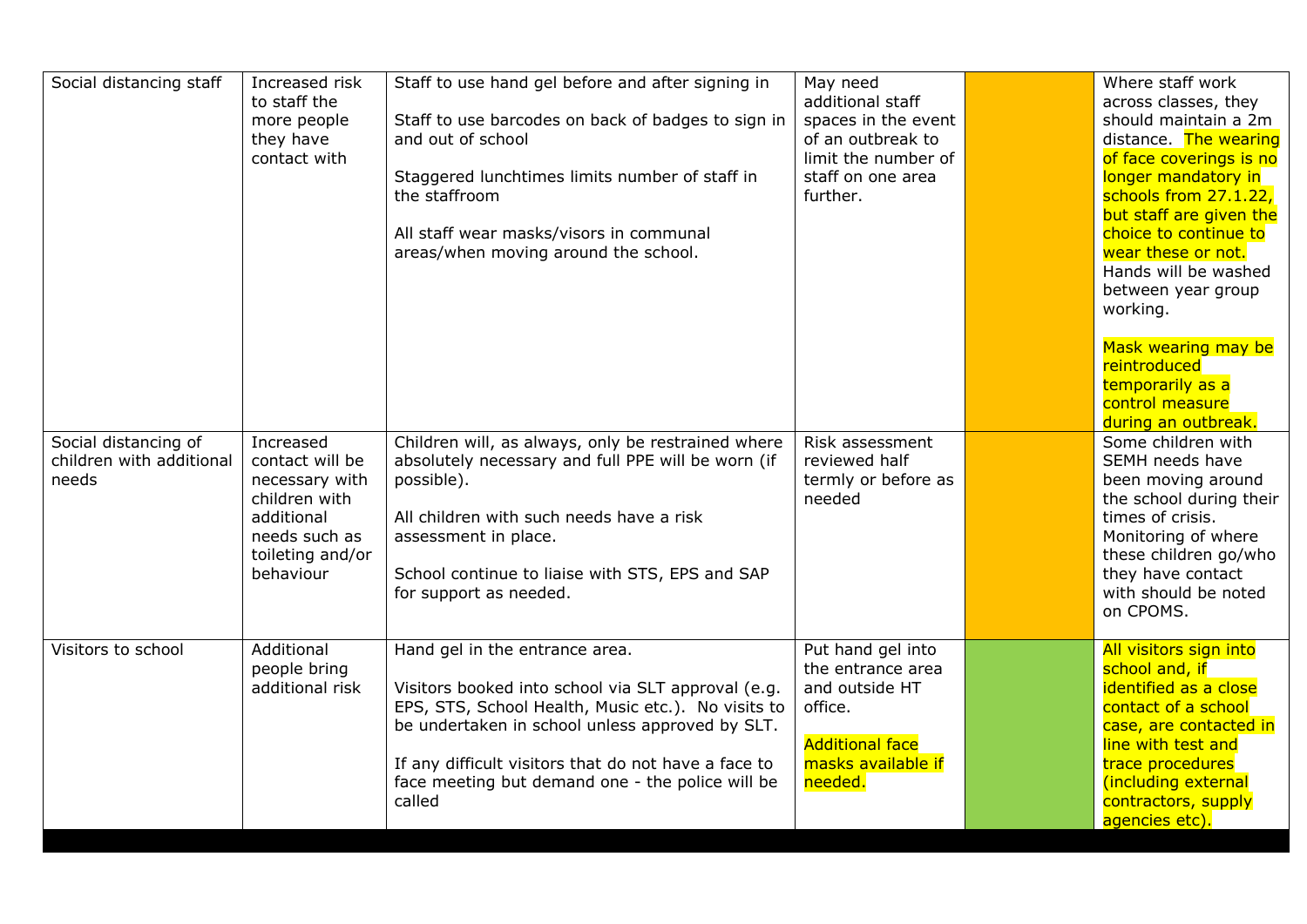| | | | | | |
|---|---|---|---|---|---|
| Social distancing staff | Increased risk to staff the more people they have contact with | Staff to use hand gel before and after signing in<br><br>Staff to use barcodes on back of badges to sign in and out of school<br><br>Staggered lunchtimes limits number of staff in the staffroom<br><br>All staff wear masks/visors in communal areas/when moving around the school. | May need additional staff spaces in the event of an outbreak to limit the number of staff on one area further. | | Where staff work across classes, they should maintain a 2m distance. The wearing of face coverings is no longer mandatory in schools from 27.1.22, but staff are given the choice to continue to wear these or not. Hands will be washed between year group working.<br><br>Mask wearing may be reintroduced temporarily as a control measure during an outbreak. |
| Social distancing of children with additional needs | Increased contact will be necessary with children with additional needs such as toileting and/or behaviour | Children will, as always, only be restrained where absolutely necessary and full PPE will be worn (if possible).<br><br>All children with such needs have a risk assessment in place.<br><br>School continue to liaise with STS, EPS and SAP for support as needed. | Risk assessment reviewed half termly or before as needed | | Some children with SEMH needs have been moving around the school during their times of crisis. Monitoring of where these children go/who they have contact with should be noted on CPOMS. |
| Visitors to school | Additional people bring additional risk | Hand gel in the entrance area.<br><br>Visitors booked into school via SLT approval (e.g. EPS, STS, School Health, Music etc.). No visits to be undertaken in school unless approved by SLT.<br><br>If any difficult visitors that do not have a face to face meeting but demand one - the police will be called | Put hand gel into the entrance area and outside HT office.<br><br>Additional face masks available if needed. | | All visitors sign into school and, if identified as a close contact of a school case, are contacted in line with test and trace procedures (including external contractors, supply agencies etc). |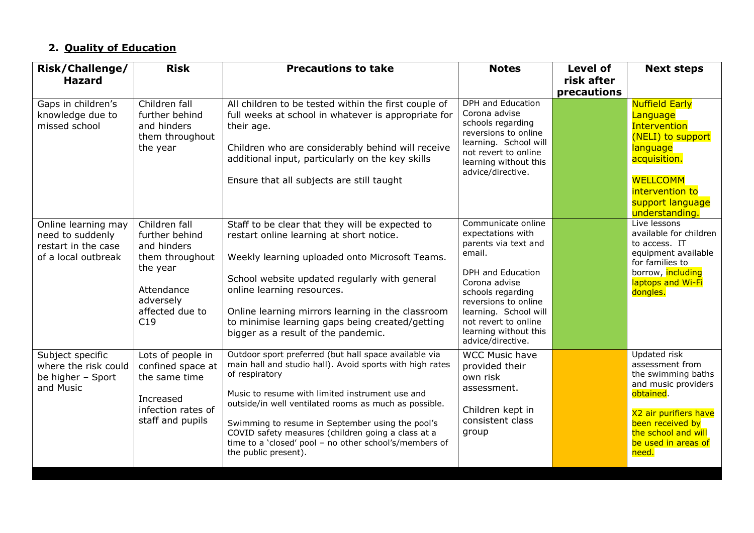## 2. **Quality of Education**

| Risk/Challenge/ Hazard | Risk | Precautions to take | Notes | Level of risk after precautions | Next steps |
|---|---|---|---|---|---|
| Gaps in children's knowledge due to missed school | Children fall further behind and hinders them throughout the year | All children to be tested within the first couple of full weeks at school in whatever is appropriate for their age.<br><br>Children who are considerably behind will receive additional input, particularly on the key skills<br><br>Ensure that all subjects are still taught | DPH and Education Corona advise schools regarding reversions to online learning. School will not revert to online learning without this advice/directive. | | Nuffield Early Language Intervention (NELI) to support language acquisition.<br><br>WELLCOMM intervention to support language understanding. |
| Online learning may need to suddenly restart in the case of a local outbreak | Children fall further behind and hinders them throughout the year<br><br>Attendance adversely affected due to C19 | Staff to be clear that they will be expected to restart online learning at short notice.<br><br>Weekly learning uploaded onto Microsoft Teams.<br><br>School website updated regularly with general online learning resources.<br><br>Online learning mirrors learning in the classroom to minimise learning gaps being created/getting bigger as a result of the pandemic. | Communicate online expectations with parents via text and email.<br><br>DPH and Education Corona advise schools regarding reversions to online learning. School will not revert to online learning without this advice/directive. | | Live lessons available for children to access. IT equipment available for families to borrow, including laptops and Wi-Fi dongles. |
| Subject specific where the risk could be higher – Sport and Music | Lots of people in confined space at the same time<br><br>Increased infection rates of staff and pupils | Outdoor sport preferred (but hall space available via main hall and studio hall). Avoid sports with high rates of respiratory<br><br>Music to resume with limited instrument use and outside/in well ventilated rooms as much as possible.<br><br>Swimming to resume in September using the pool's COVID safety measures (children going a class at a time to a 'closed' pool – no other school's/members of the public present). | WCC Music have provided their own risk assessment.<br><br>Children kept in consistent class group | | Updated risk assessment from the swimming baths and music providers obtained.<br><br>X2 air purifiers have been received by the school and will be used in areas of need. |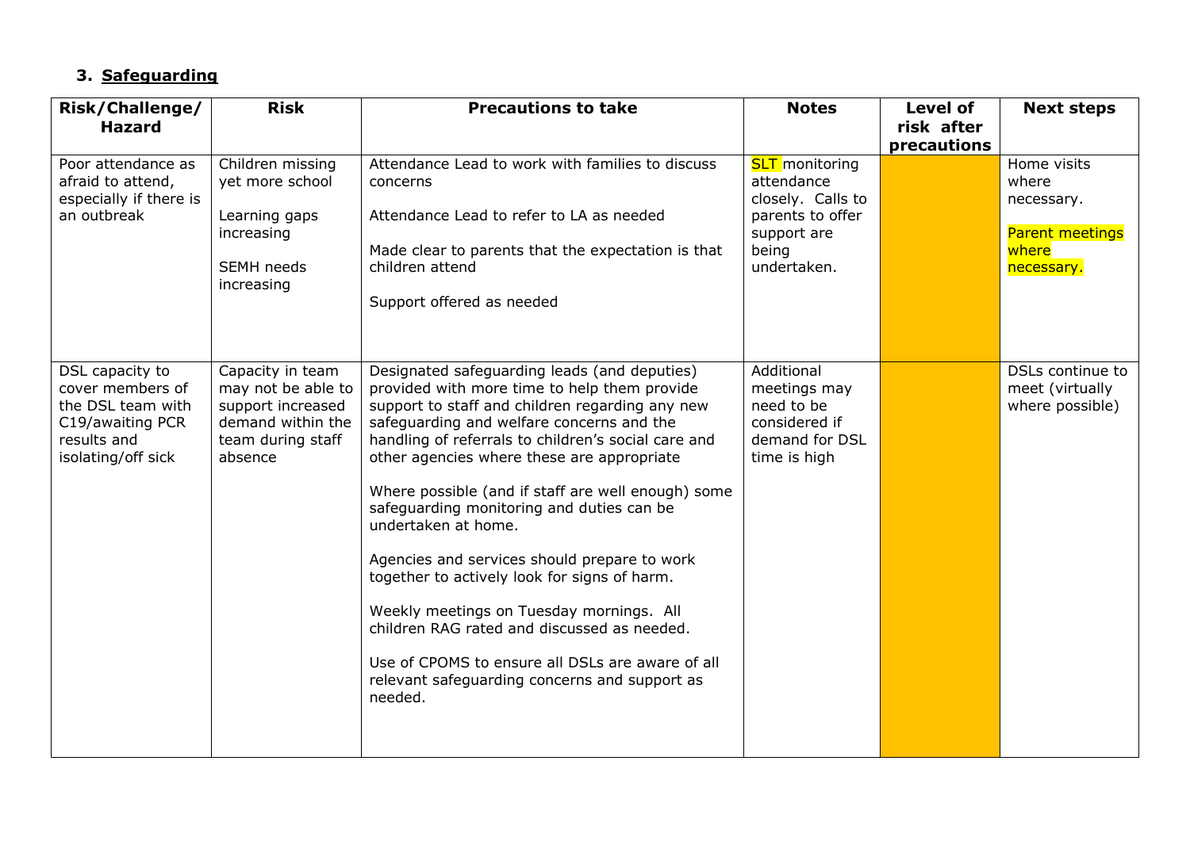### 3. Safeguarding

| Risk/Challenge/ Hazard | Risk | Precautions to take | Notes | Level of risk after precautions | Next steps |
|---|---|---|---|---|---|
| Poor attendance as afraid to attend, especially if there is an outbreak | Children missing yet more school<br><br>Learning gaps increasing<br><br>SEMH needs increasing | Attendance Lead to work with families to discuss concerns<br><br>Attendance Lead to refer to LA as needed<br><br>Made clear to parents that the expectation is that children attend<br><br>Support offered as needed | SLT monitoring attendance closely. Calls to parents to offer support are being undertaken. | | Home visits where necessary.<br><br>Parent meetings where necessary. |
| DSL capacity to cover members of the DSL team with C19/awaiting PCR results and isolating/off sick | Capacity in team may not be able to support increased demand within the team during staff absence | Designated safeguarding leads (and deputies) provided with more time to help them provide support to staff and children regarding any new safeguarding and welfare concerns and the handling of referrals to children's social care and other agencies where these are appropriate<br><br>Where possible (and if staff are well enough) some safeguarding monitoring and duties can be undertaken at home.<br><br>Agencies and services should prepare to work together to actively look for signs of harm.<br><br>Weekly meetings on Tuesday mornings. All children RAG rated and discussed as needed.<br><br>Use of CPOMS to ensure all DSLs are aware of all relevant safeguarding concerns and support as needed. | Additional meetings may need to be considered if demand for DSL time is high | | DSLs continue to meet (virtually where possible) |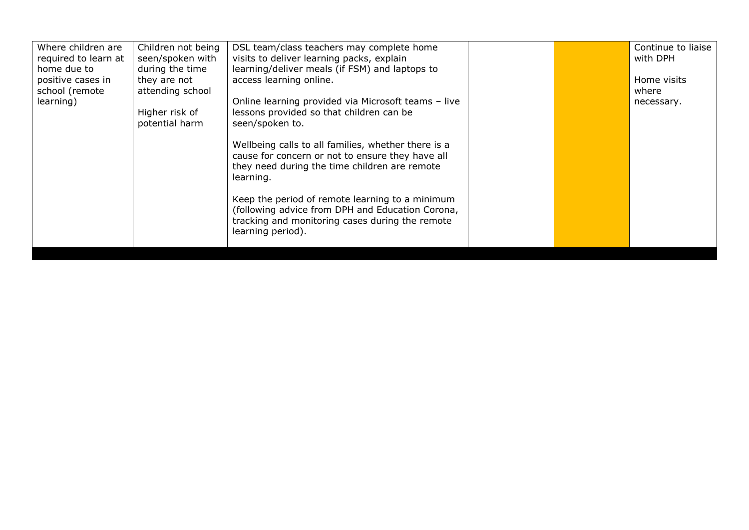| | | | | | |
|---|---|---|---|---|---|
| Where children are required to learn at home due to positive cases in school (remote learning) | Children not being seen/spoken with during the time they are not attending school<br><br>Higher risk of potential harm | DSL team/class teachers may complete home visits to deliver learning packs, explain learning/deliver meals (if FSM) and laptops to access learning online.<br><br>Online learning provided via Microsoft teams – live lessons provided so that children can be seen/spoken to.<br><br>Wellbeing calls to all families, whether there is a cause for concern or not to ensure they have all they need during the time children are remote learning.<br><br>Keep the period of remote learning to a minimum (following advice from DPH and Education Corona, tracking and monitoring cases during the remote learning period). | | | Continue to liaise with DPH<br><br>Home visits where necessary. |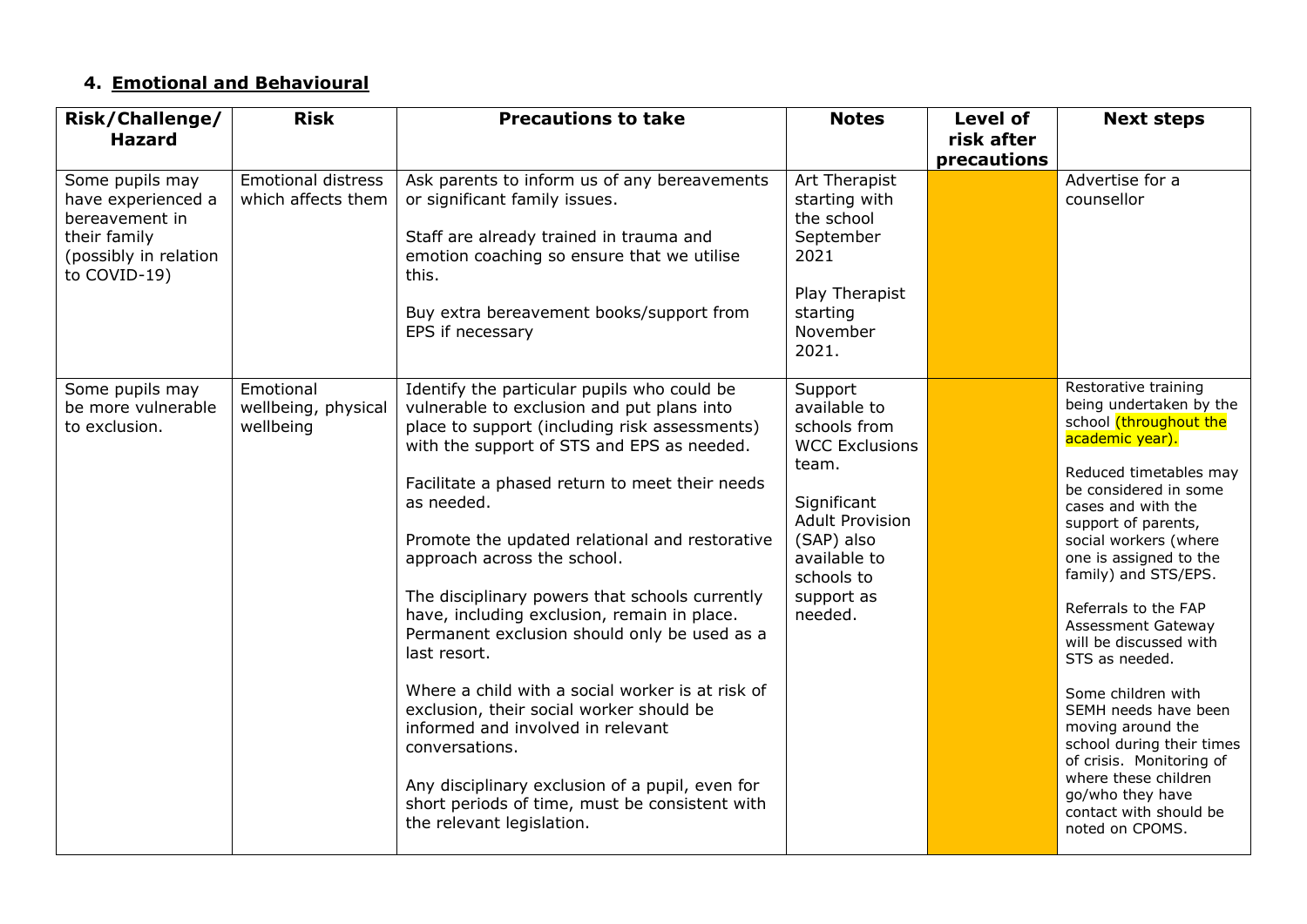## 4. Emotional and Behavioural

| Risk/Challenge/ Hazard | Risk | Precautions to take | Notes | Level of risk after precautions | Next steps |
|---|---|---|---|---|---|
| Some pupils may have experienced a bereavement in their family (possibly in relation to COVID-19) | Emotional distress which affects them | Ask parents to inform us of any bereavements or significant family issues.<br><br>Staff are already trained in trauma and emotion coaching so ensure that we utilise this.<br><br>Buy extra bereavement books/support from EPS if necessary | Art Therapist starting with the school September 2021<br><br>Play Therapist starting November 2021. | | Advertise for a counsellor |
| Some pupils may be more vulnerable to exclusion. | Emotional wellbeing, physical wellbeing | Identify the particular pupils who could be vulnerable to exclusion and put plans into place to support (including risk assessments) with the support of STS and EPS as needed.<br><br>Facilitate a phased return to meet their needs as needed.<br><br>Promote the updated relational and restorative approach across the school.<br><br>The disciplinary powers that schools currently have, including exclusion, remain in place. Permanent exclusion should only be used as a last resort.<br><br>Where a child with a social worker is at risk of exclusion, their social worker should be informed and involved in relevant conversations.<br><br>Any disciplinary exclusion of a pupil, even for short periods of time, must be consistent with the relevant legislation. | Support available to schools from WCC Exclusions team.<br><br>Significant Adult Provision (SAP) also available to schools to support as needed. | | Restorative training being undertaken by the school (throughout the academic year).<br><br>Reduced timetables may be considered in some cases and with the support of parents, social workers (where one is assigned to the family) and STS/EPS.<br><br>Referrals to the FAP Assessment Gateway will be discussed with STS as needed.<br><br>Some children with SEMH needs have been moving around the school during their times of crisis. Monitoring of where these children go/who they have contact with should be noted on CPOMS. |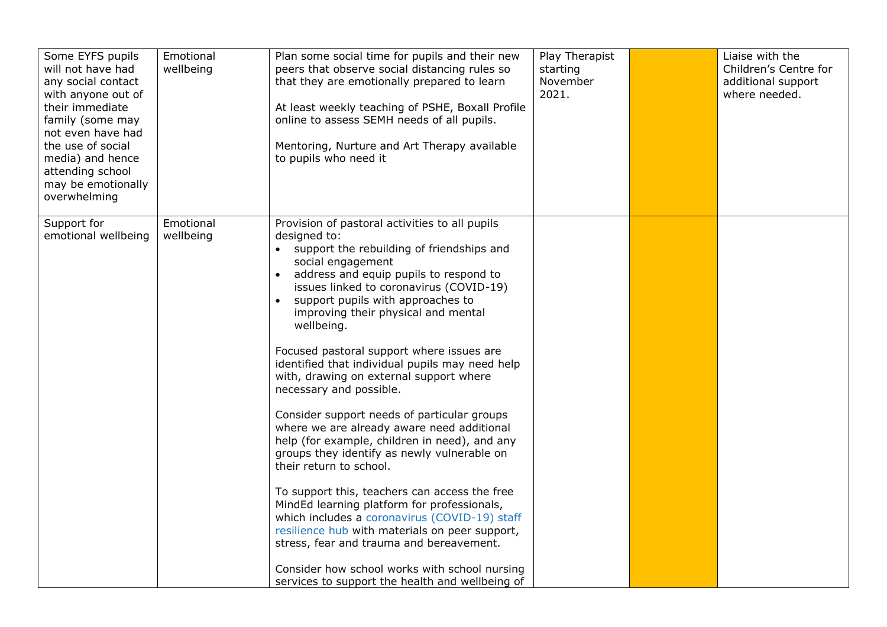| | | | | | |
|---|---|---|---|---|---|
| Some EYFS pupils will not have had any social contact with anyone out of their immediate family (some may not even have had the use of social media) and hence attending school may be emotionally overwhelming | Emotional wellbeing | Plan some social time for pupils and their new peers that observe social distancing rules so that they are emotionally prepared to learn<br><br>At least weekly teaching of PSHE, Boxall Profile online to assess SEMH needs of all pupils.<br><br>Mentoring, Nurture and Art Therapy available to pupils who need it | Play Therapist starting November 2021. | | Liaise with the Children's Centre for additional support where needed. |
| Support for emotional wellbeing | Emotional wellbeing | Provision of pastoral activities to all pupils designed to:<br>• support the rebuilding of friendships and social engagement<br>• address and equip pupils to respond to issues linked to coronavirus (COVID-19)<br>• support pupils with approaches to improving their physical and mental wellbeing.<br><br>Focused pastoral support where issues are identified that individual pupils may need help with, drawing on external support where necessary and possible.<br><br>Consider support needs of particular groups where we are already aware need additional help (for example, children in need), and any groups they identify as newly vulnerable on their return to school.<br><br>To support this, teachers can access the free MindEd learning platform for professionals, which includes a coronavirus (COVID-19) staff resilience hub with materials on peer support, stress, fear and trauma and bereavement.<br><br>Consider how school works with school nursing services to support the health and wellbeing of | | | |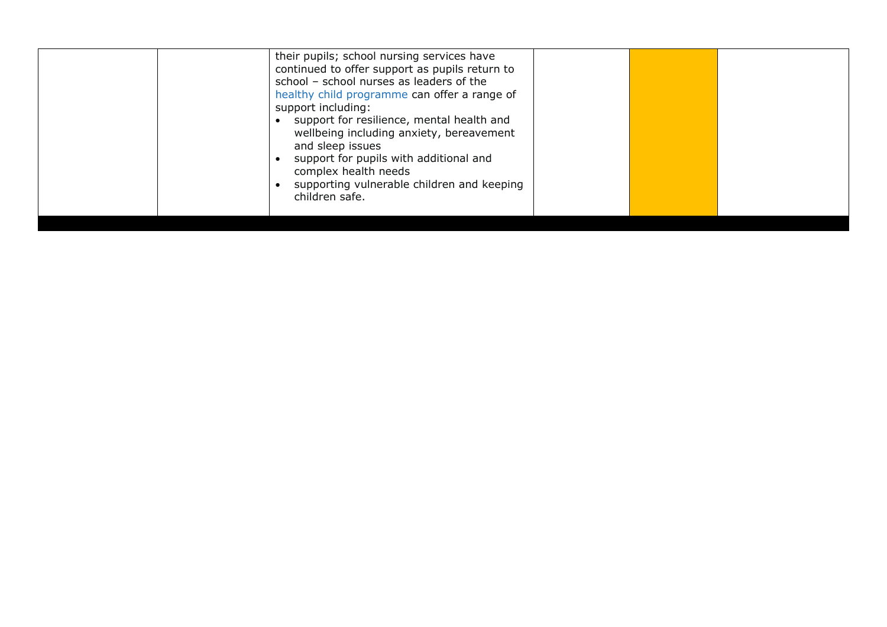| | | | | | |
|---|---|---|---|---|---|
| | | their pupils; school nursing services have continued to offer support as pupils return to school – school nurses as leaders of the healthy child programme can offer a range of support including:<br>• support for resilience, mental health and wellbeing including anxiety, bereavement and sleep issues<br>• support for pupils with additional and complex health needs<br>• supporting vulnerable children and keeping children safe. | | | |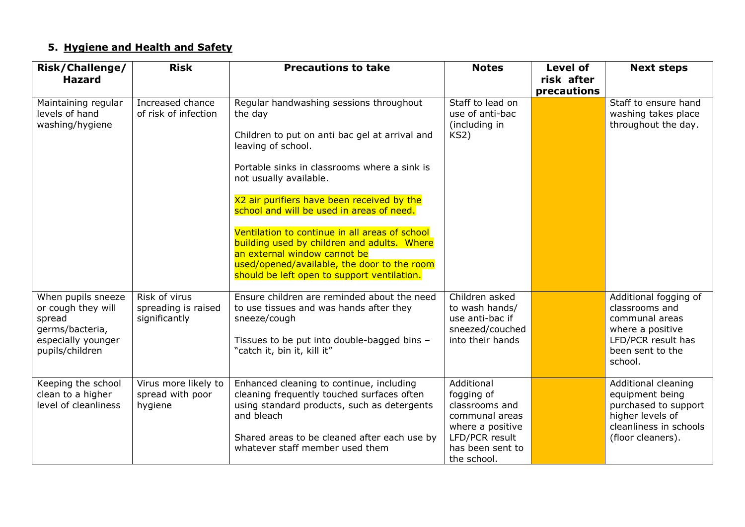## 5. Hygiene and Health and Safety

| Risk/Challenge/ Hazard | Risk | Precautions to take | Notes | Level of risk after precautions | Next steps |
|---|---|---|---|---|---|
| Maintaining regular levels of hand washing/hygiene | Increased chance of risk of infection | Regular handwashing sessions throughout the day<br><br>Children to put on anti bac gel at arrival and leaving of school.<br><br>Portable sinks in classrooms where a sink is not usually available.<br><br>X2 air purifiers have been received by the school and will be used in areas of need.<br><br>Ventilation to continue in all areas of school building used by children and adults. Where an external window cannot be used/opened/available, the door to the room should be left open to support ventilation. | Staff to lead on use of anti-bac (including in KS2) | | Staff to ensure hand washing takes place throughout the day. |
| When pupils sneeze or cough they will spread germs/bacteria, especially younger pupils/children | Risk of virus spreading is raised significantly | Ensure children are reminded about the need to use tissues and was hands after they sneeze/cough<br><br>Tissues to be put into double-bagged bins – "catch it, bin it, kill it" | Children asked to wash hands/ use anti-bac if sneezed/couched into their hands | | Additional fogging of classrooms and communal areas where a positive LFD/PCR result has been sent to the school. |
| Keeping the school clean to a higher level of cleanliness | Virus more likely to spread with poor hygiene | Enhanced cleaning to continue, including cleaning frequently touched surfaces often using standard products, such as detergents and bleach<br><br>Shared areas to be cleaned after each use by whatever staff member used them | Additional fogging of classrooms and communal areas where a positive LFD/PCR result has been sent to the school. | | Additional cleaning equipment being purchased to support higher levels of cleanliness in schools (floor cleaners). |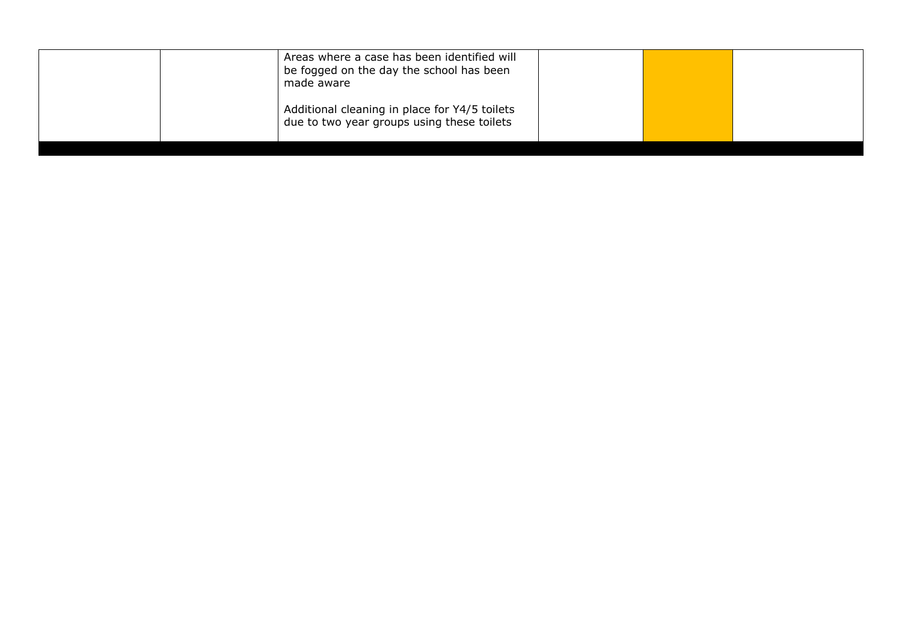|  |  |  |  |  |  |
|---|---|---|---|---|---|
|  |  | Areas where a case has been identified will be fogged on the day the school has been made aware<br><br>Additional cleaning in place for Y4/5 toilets due to two year groups using these toilets |  |  |  |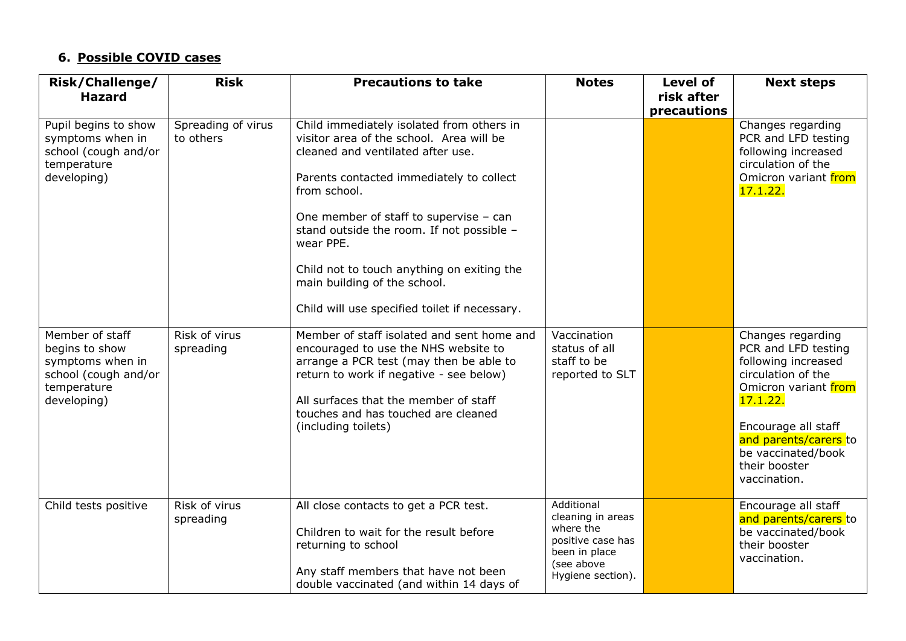## 6. Possible COVID cases

| Risk/Challenge/ Hazard | Risk | Precautions to take | Notes | Level of risk after precautions | Next steps |
|---|---|---|---|---|---|
| Pupil begins to show symptoms when in school (cough and/or temperature developing) | Spreading of virus to others | Child immediately isolated from others in visitor area of the school. Area will be cleaned and ventilated after use.<br><br>Parents contacted immediately to collect from school.<br><br>One member of staff to supervise – can stand outside the room. If not possible – wear PPE.<br><br>Child not to touch anything on exiting the main building of the school.<br><br>Child will use specified toilet if necessary. | | | Changes regarding PCR and LFD testing following increased circulation of the Omicron variant from 17.1.22. |
| Member of staff begins to show symptoms when in school (cough and/or temperature developing) | Risk of virus spreading | Member of staff isolated and sent home and encouraged to use the NHS website to arrange a PCR test (may then be able to return to work if negative - see below)<br><br>All surfaces that the member of staff touches and has touched are cleaned (including toilets) | Vaccination status of all staff to be reported to SLT | | Changes regarding PCR and LFD testing following increased circulation of the Omicron variant from 17.1.22.<br><br>Encourage all staff and parents/carers to be vaccinated/book their booster vaccination. |
| Child tests positive | Risk of virus spreading | All close contacts to get a PCR test.<br><br>Children to wait for the result before returning to school<br><br>Any staff members that have not been double vaccinated (and within 14 days of | Additional cleaning in areas where the positive case has been in place (see above Hygiene section). | | Encourage all staff and parents/carers to be vaccinated/book their booster vaccination. |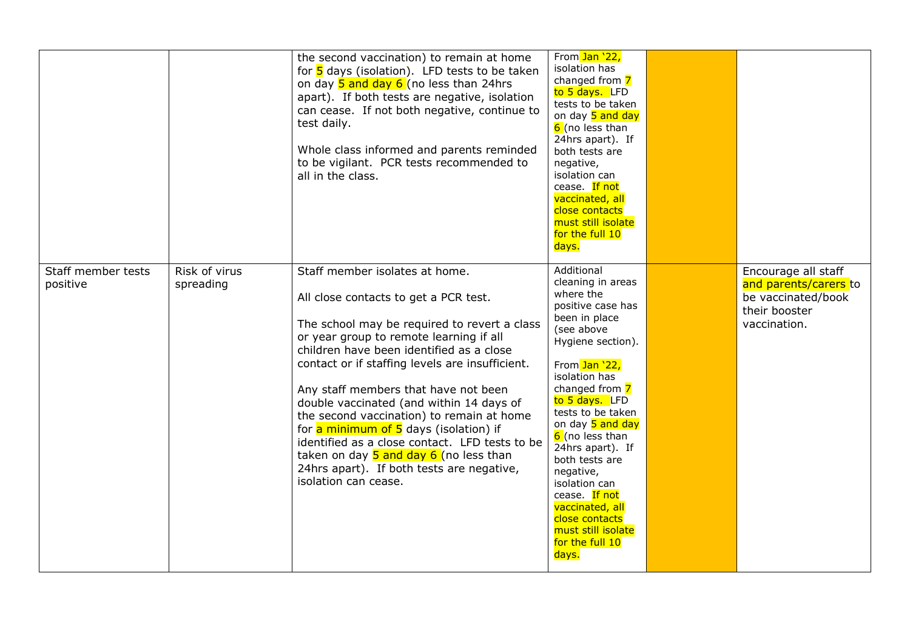| | | | | | |
|---|---|---|---|---|---|
| | | the second vaccination) to remain at home for 5 days (isolation). LFD tests to be taken on day 5 and day 6 (no less than 24hrs apart). If both tests are negative, isolation can cease. If not both negative, continue to test daily.<br><br>Whole class informed and parents reminded to be vigilant. PCR tests recommended to all in the class. | From Jan '22, isolation has changed from 7 to 5 days. LFD tests to be taken on day 5 and day 6 (no less than 24hrs apart). If both tests are negative, isolation can cease. If not vaccinated, all close contacts must still isolate for the full 10 days. | | |
| Staff member tests positive | Risk of virus spreading | Staff member isolates at home.<br><br>All close contacts to get a PCR test.<br><br>The school may be required to revert a class or year group to remote learning if all children have been identified as a close contact or if staffing levels are insufficient.<br><br>Any staff members that have not been double vaccinated (and within 14 days of the second vaccination) to remain at home for a minimum of 5 days (isolation) if identified as a close contact. LFD tests to be taken on day 5 and day 6 (no less than 24hrs apart). If both tests are negative, isolation can cease. | Additional cleaning in areas where the positive case has been in place (see above Hygiene section).<br><br>From Jan '22, isolation has changed from 7 to 5 days. LFD tests to be taken on day 5 and day 6 (no less than 24hrs apart). If both tests are negative, isolation can cease. If not vaccinated, all close contacts must still isolate for the full 10 days. | | Encourage all staff and parents/carers to be vaccinated/book their booster vaccination. |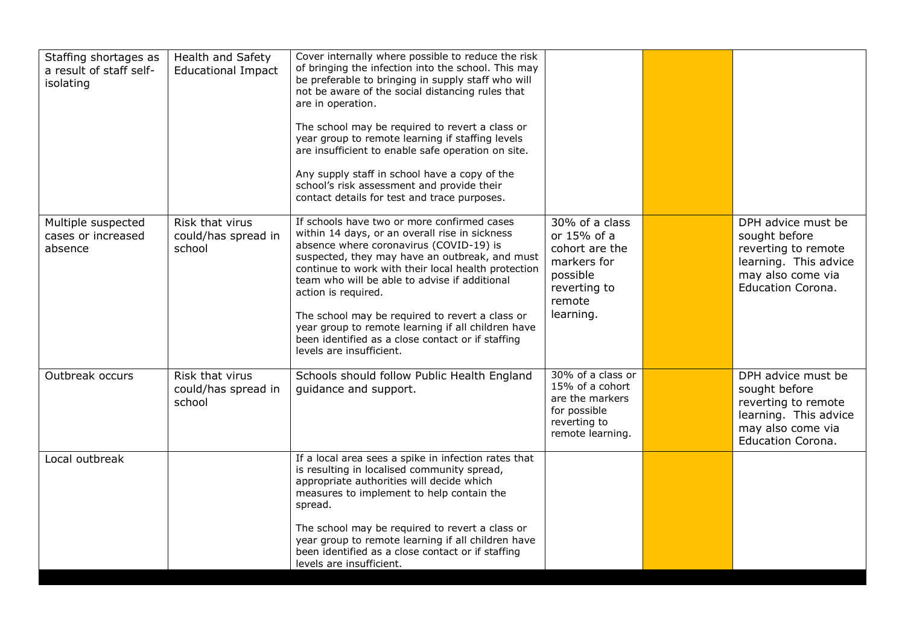| | | | | | |
|---|---|---|---|---|---|
| Staffing shortages as a result of staff self-isolating | Health and Safety Educational Impact | Cover internally where possible to reduce the risk of bringing the infection into the school. This may be preferable to bringing in supply staff who will not be aware of the social distancing rules that are in operation.<br><br>The school may be required to revert a class or year group to remote learning if staffing levels are insufficient to enable safe operation on site.<br><br>Any supply staff in school have a copy of the school's risk assessment and provide their contact details for test and trace purposes. | | | |
| Multiple suspected cases or increased absence | Risk that virus could/has spread in school | If schools have two or more confirmed cases within 14 days, or an overall rise in sickness absence where coronavirus (COVID-19) is suspected, they may have an outbreak, and must continue to work with their local health protection team who will be able to advise if additional action is required.<br><br>The school may be required to revert a class or year group to remote learning if all children have been identified as a close contact or if staffing levels are insufficient. | 30% of a class or 15% of a cohort are the markers for possible reverting to remote learning. | | DPH advice must be sought before reverting to remote learning. This advice may also come via Education Corona. |
| Outbreak occurs | Risk that virus could/has spread in school | Schools should follow Public Health England guidance and support. | 30% of a class or 15% of a cohort are the markers for possible reverting to remote learning. | | DPH advice must be sought before reverting to remote learning. This advice may also come via Education Corona. |
| Local outbreak | | If a local area sees a spike in infection rates that is resulting in localised community spread, appropriate authorities will decide which measures to implement to help contain the spread.<br><br>The school may be required to revert a class or year group to remote learning if all children have been identified as a close contact or if staffing levels are insufficient. | | | |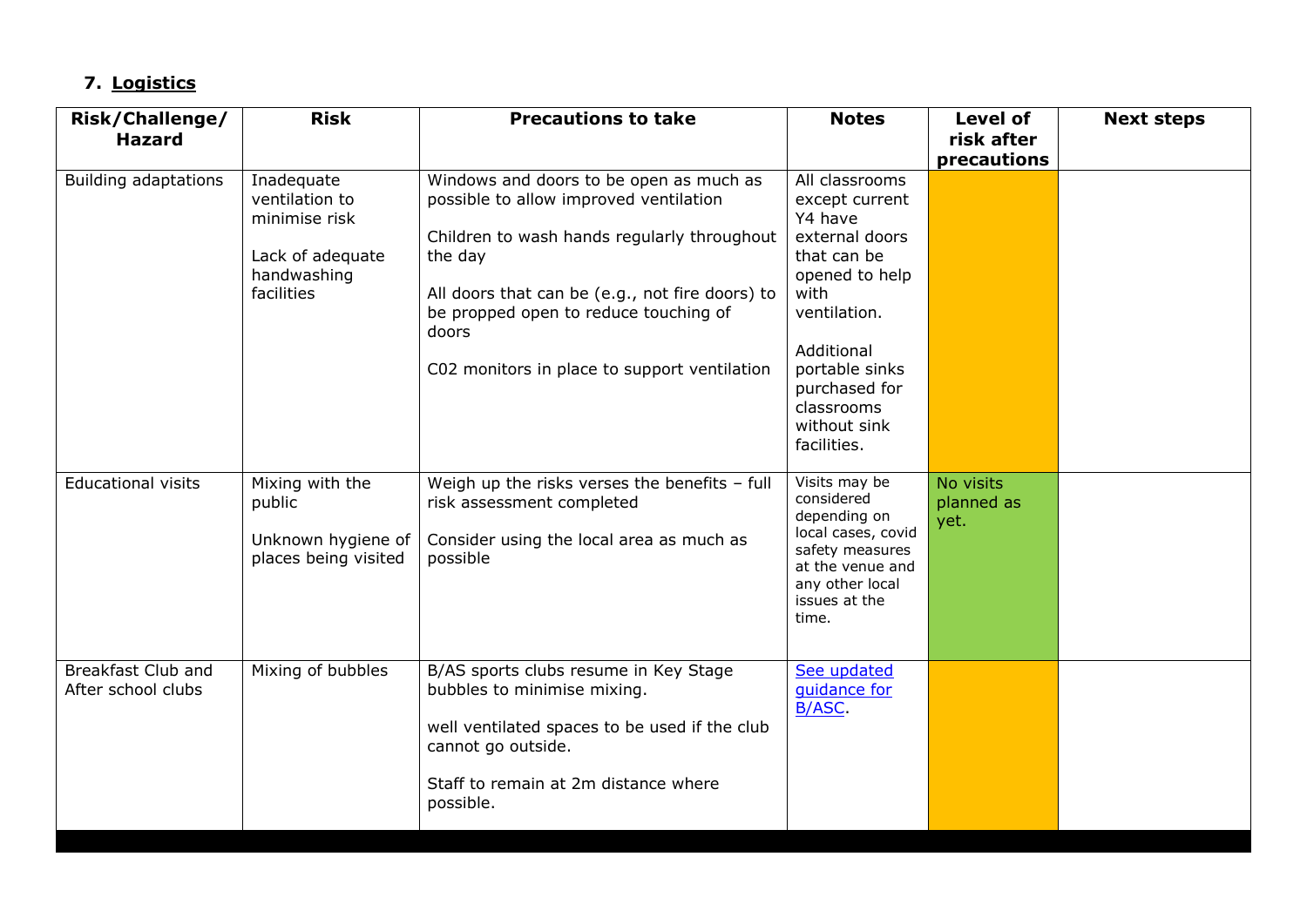## 7. Logistics

| Risk/Challenge/ Hazard | Risk | Precautions to take | Notes | Level of risk after precautions | Next steps |
|---|---|---|---|---|---|
| Building adaptations | Inadequate ventilation to minimise risk<br><br>Lack of adequate handwashing facilities | Windows and doors to be open as much as possible to allow improved ventilation<br><br>Children to wash hands regularly throughout the day<br><br>All doors that can be (e.g., not fire doors) to be propped open to reduce touching of doors<br><br>C02 monitors in place to support ventilation | All classrooms except current Y4 have external doors that can be opened to help with ventilation.<br><br>Additional portable sinks purchased for classrooms without sink facilities. | | |
| Educational visits | Mixing with the public<br><br>Unknown hygiene of places being visited | Weigh up the risks verses the benefits – full risk assessment completed<br><br>Consider using the local area as much as possible | Visits may be considered depending on local cases, covid safety measures at the venue and any other local issues at the time. | No visits planned as yet. | |
| Breakfast Club and After school clubs | Mixing of bubbles | B/AS sports clubs resume in Key Stage bubbles to minimise mixing.<br><br>well ventilated spaces to be used if the club cannot go outside.<br><br>Staff to remain at 2m distance where possible. | See updated guidance for B/ASC. | | |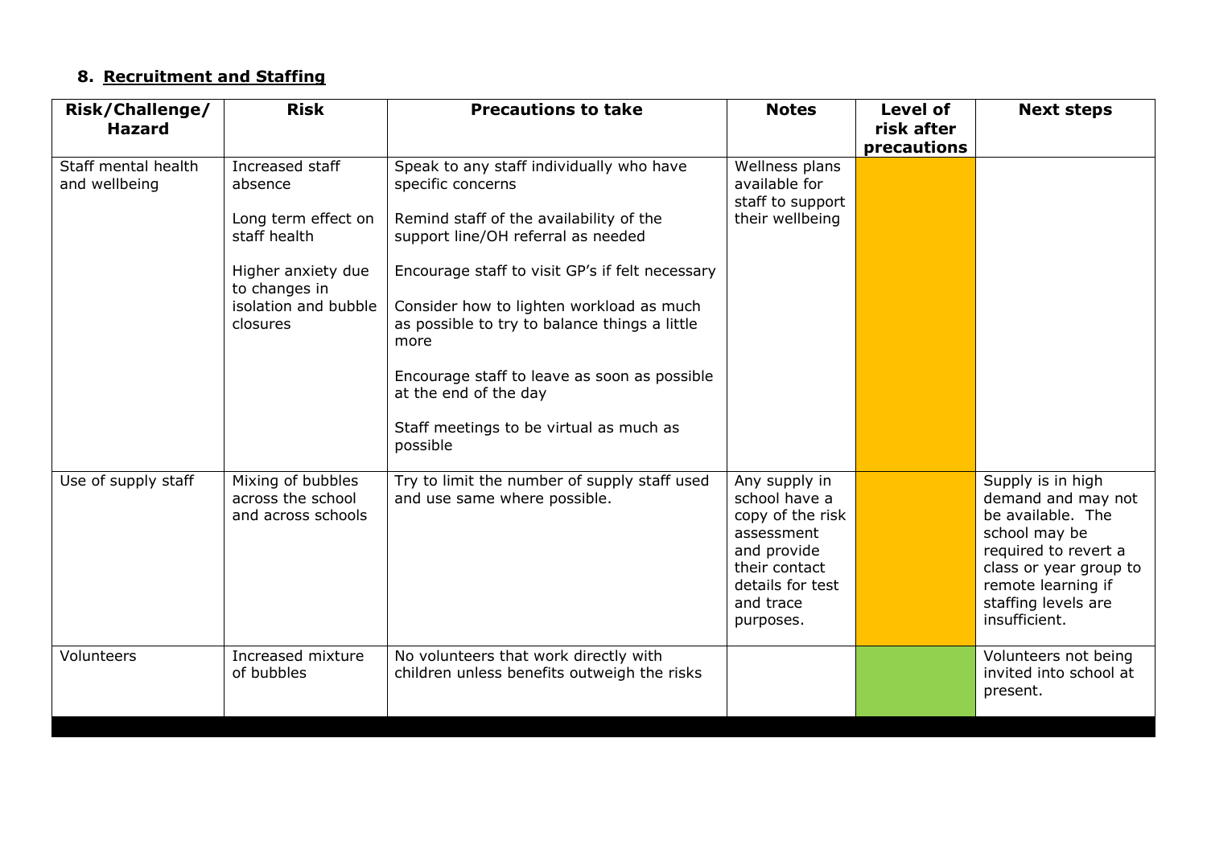## 8. Recruitment and Staffing

| Risk/Challenge/ Hazard | Risk | Precautions to take | Notes | Level of risk after precautions | Next steps |
|---|---|---|---|---|---|
| Staff mental health and wellbeing | Increased staff absence<br><br>Long term effect on staff health<br><br>Higher anxiety due to changes in isolation and bubble closures | Speak to any staff individually who have specific concerns<br><br>Remind staff of the availability of the support line/OH referral as needed<br><br>Encourage staff to visit GP's if felt necessary<br><br>Consider how to lighten workload as much as possible to try to balance things a little more<br><br>Encourage staff to leave as soon as possible at the end of the day<br><br>Staff meetings to be virtual as much as possible | Wellness plans available for staff to support their wellbeing | | |
| Use of supply staff | Mixing of bubbles across the school and across schools | Try to limit the number of supply staff used and use same where possible. | Any supply in school have a copy of the risk assessment and provide their contact details for test and trace purposes. | | Supply is in high demand and may not be available. The school may be required to revert a class or year group to remote learning if staffing levels are insufficient. |
| Volunteers | Increased mixture of bubbles | No volunteers that work directly with children unless benefits outweigh the risks | | | Volunteers not being invited into school at present. |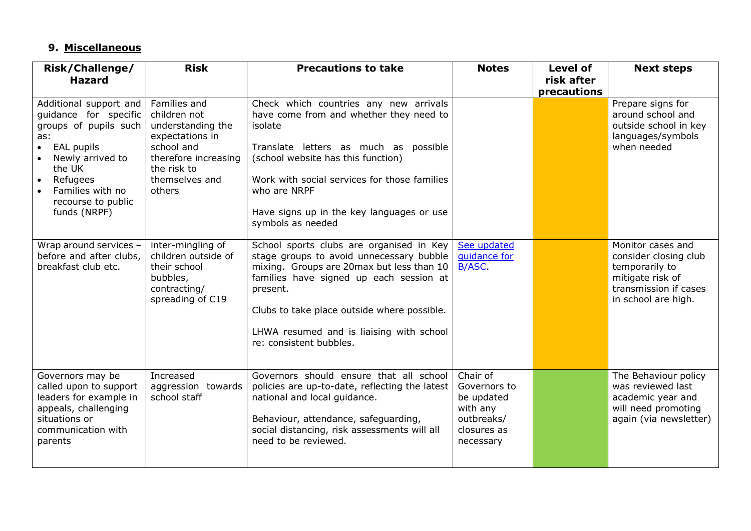## 9. Miscellaneous

| Risk/Challenge/ Hazard | Risk | Precautions to take | Notes | Level of risk after precautions | Next steps |
|---|---|---|---|---|---|
| Additional support and guidance for specific groups of pupils such as:<br>• EAL pupils<br>• Newly arrived to the UK<br>• Refugees<br>• Families with no recourse to public funds (NRPF) | Families and children not understanding the expectations in school and therefore increasing the risk to themselves and others | Check which countries any new arrivals have come from and whether they need to isolate<br><br>Translate letters as much as possible (school website has this function)<br><br>Work with social services for those families who are NRPF<br><br>Have signs up in the key languages or use symbols as needed | | | Prepare signs for around school and outside school in key languages/symbols when needed |
| Wrap around services – before and after clubs, breakfast club etc. | inter-mingling of children outside of their school bubbles, contracting/ spreading of C19 | School sports clubs are organised in Key stage groups to avoid unnecessary bubble mixing. Groups are 20max but less than 10 families have signed up each session at present.<br><br>Clubs to take place outside where possible.<br><br>LHWA resumed and is liaising with school re: consistent bubbles. | See updated guidance for B/ASC. | | Monitor cases and consider closing club temporarily to mitigate risk of transmission if cases in school are high. |
| Governors may be called upon to support leaders for example in appeals, challenging situations or communication with parents | Increased aggression towards school staff | Governors should ensure that all school policies are up-to-date, reflecting the latest national and local guidance.<br><br>Behaviour, attendance, safeguarding, social distancing, risk assessments will all need to be reviewed. | Chair of Governors to be updated with any outbreaks/ closures as necessary | | The Behaviour policy was reviewed last academic year and will need promoting again (via newsletter) |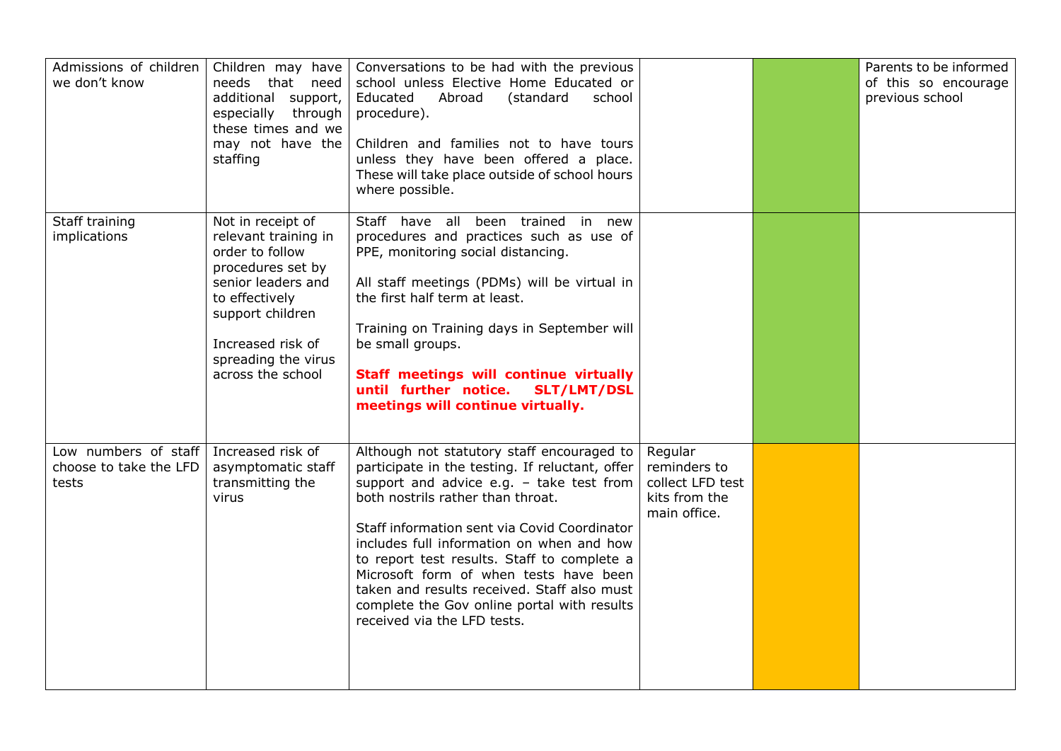| | | | | | |
|---|---|---|---|---|---|
| Admissions of children we don't know | Children may have needs that need additional support, especially through these times and we may not have the staffing | Conversations to be had with the previous school unless Elective Home Educated or Educated Abroad (standard school procedure).<br><br>Children and families not to have tours unless they have been offered a place. These will take place outside of school hours where possible. | | | Parents to be informed of this so encourage previous school |
| Staff training implications | Not in receipt of relevant training in order to follow procedures set by senior leaders and to effectively support children<br><br>Increased risk of spreading the virus across the school | Staff have all been trained in new procedures and practices such as use of PPE, monitoring social distancing.<br><br>All staff meetings (PDMs) will be virtual in the first half term at least.<br><br>Training on Training days in September will be small groups.<br><br>**Staff meetings will continue virtually until further notice. SLT/LMT/DSL meetings will continue virtually.** | | | |
| Low numbers of staff choose to take the LFD tests | Increased risk of asymptomatic staff transmitting the virus | Although not statutory staff encouraged to participate in the testing. If reluctant, offer support and advice e.g. – take test from both nostrils rather than throat.<br><br>Staff information sent via Covid Coordinator includes full information on when and how to report test results. Staff to complete a Microsoft form of when tests have been taken and results received. Staff also must complete the Gov online portal with results received via the LFD tests. | Regular reminders to collect LFD test kits from the main office. | | |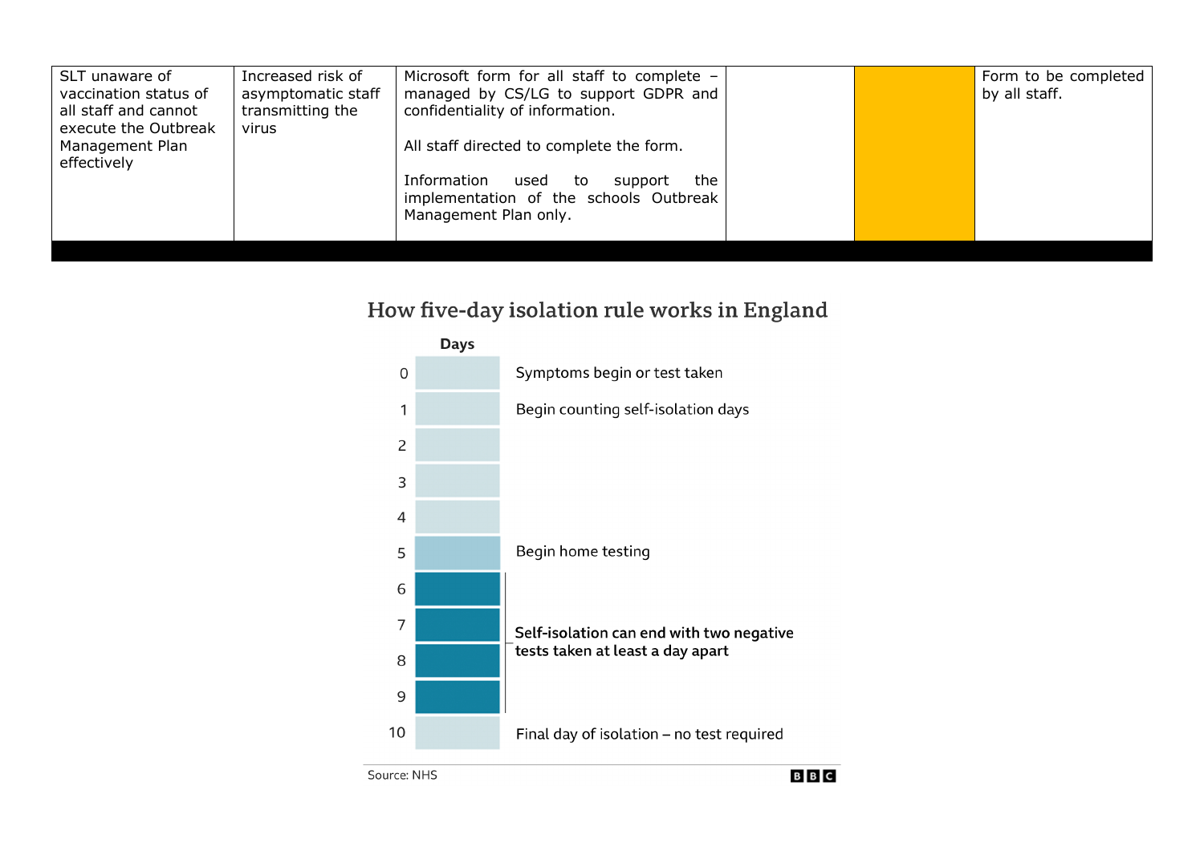| | | | | | |
|---|---|---|---|---|---|
| SLT unaware of vaccination status of all staff and cannot execute the Outbreak Management Plan effectively | Increased risk of asymptomatic staff transmitting the virus | Microsoft form for all staff to complete – managed by CS/LG to support GDPR and confidentiality of information.<br><br>All staff directed to complete the form.<br><br>Information used to support the implementation of the schools Outbreak Management Plan only. | | | Form to be completed by all staff. |

How five-day isolation rule works in England

Days

0 Symptoms begin or test taken

1 Begin counting self-isolation days

2

3

4

5 Begin home testing

6

7

8

9

Self-isolation can end with two negative tests taken at least a day apart

10 Final day of isolation – no test required

Source: NHS

BBC